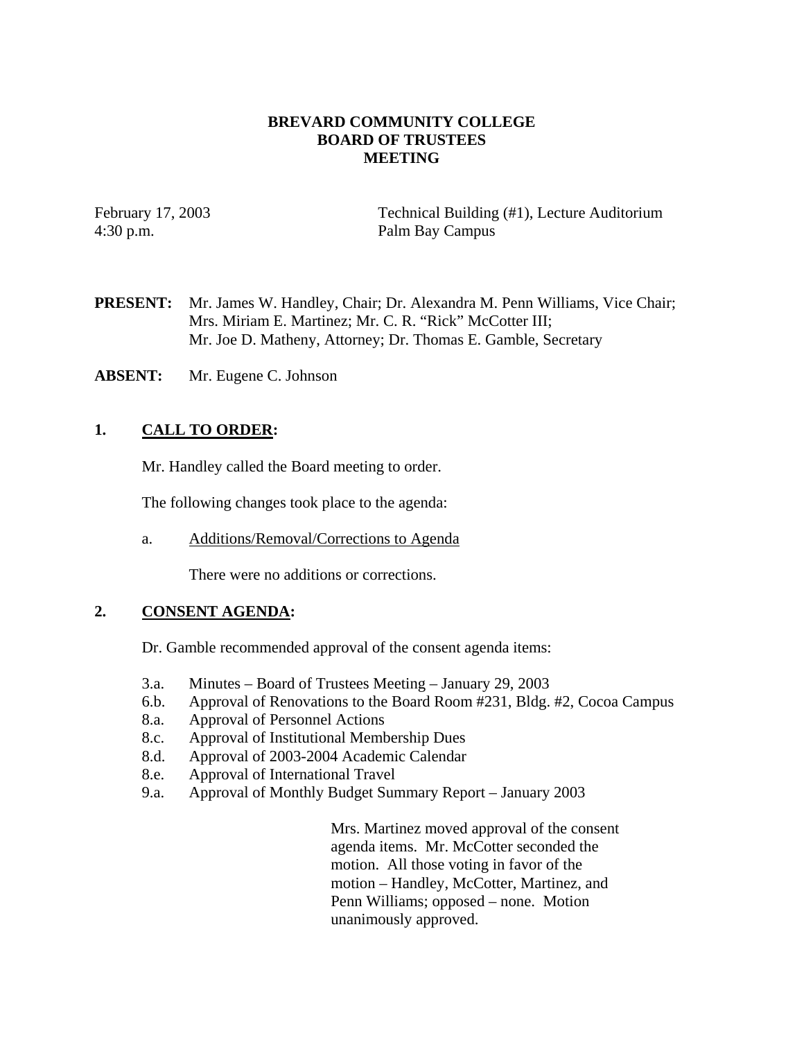# BREVARD COMMUNITY COLLEGE
# BOARD OF TRUSTEES
# MEETING

February 17, 2003 — Technical Building (#1), Lecture Auditorium
4:30 p.m. — Palm Bay Campus

**PRESENT:** Mr. James W. Handley, Chair; Dr. Alexandra M. Penn Williams, Vice Chair; Mrs. Miriam E. Martinez; Mr. C. R. "Rick" McCotter III; Mr. Joe D. Matheny, Attorney; Dr. Thomas E. Gamble, Secretary

**ABSENT:** Mr. Eugene C. Johnson

## 1. CALL TO ORDER:

Mr. Handley called the Board meeting to order.

The following changes took place to the agenda:

a. Additions/Removal/Corrections to Agenda

There were no additions or corrections.

## 2. CONSENT AGENDA:

Dr. Gamble recommended approval of the consent agenda items:

- 3.a. Minutes – Board of Trustees Meeting – January 29, 2003
- 6.b. Approval of Renovations to the Board Room #231, Bldg. #2, Cocoa Campus
- 8.a. Approval of Personnel Actions
- 8.c. Approval of Institutional Membership Dues
- 8.d. Approval of 2003-2004 Academic Calendar
- 8.e. Approval of International Travel
- 9.a. Approval of Monthly Budget Summary Report – January 2003

Mrs. Martinez moved approval of the consent agenda items. Mr. McCotter seconded the motion. All those voting in favor of the motion – Handley, McCotter, Martinez, and Penn Williams; opposed – none. Motion unanimously approved.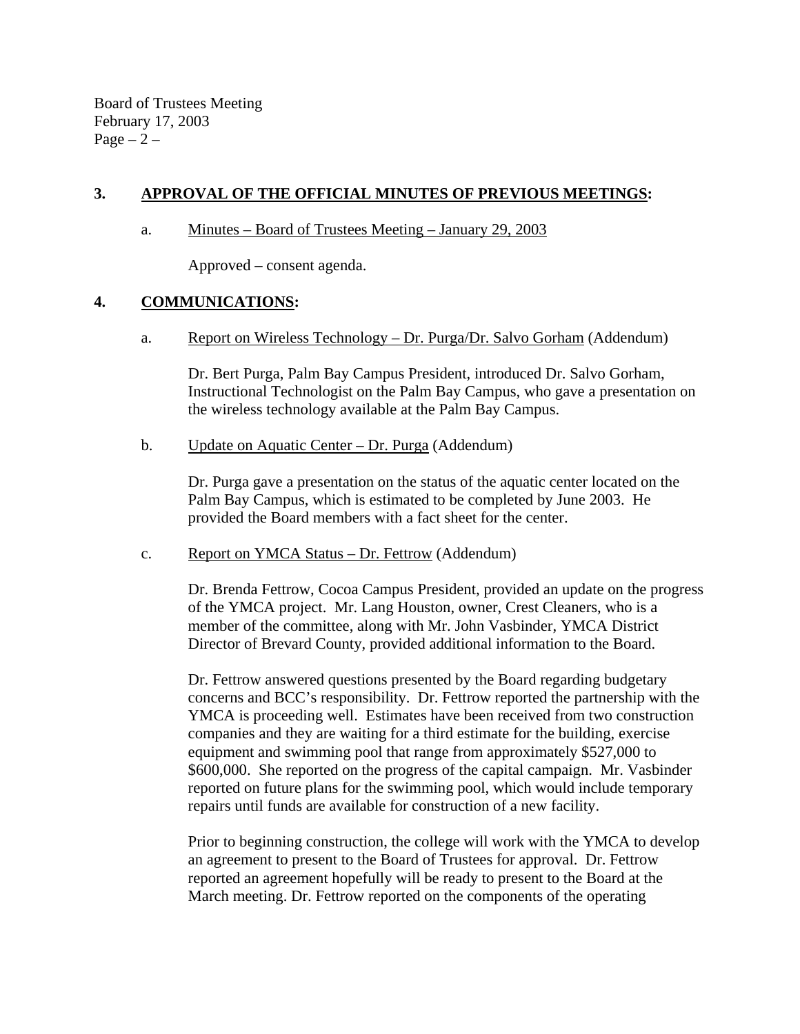## 3. APPROVAL OF THE OFFICIAL MINUTES OF PREVIOUS MEETINGS:

a. Minutes – Board of Trustees Meeting – January 29, 2003

Approved – consent agenda.

## 4. COMMUNICATIONS:

a. Report on Wireless Technology – Dr. Purga/Dr. Salvo Gorham (Addendum)

Dr. Bert Purga, Palm Bay Campus President, introduced Dr. Salvo Gorham, Instructional Technologist on the Palm Bay Campus, who gave a presentation on the wireless technology available at the Palm Bay Campus.

b. Update on Aquatic Center – Dr. Purga (Addendum)

Dr. Purga gave a presentation on the status of the aquatic center located on the Palm Bay Campus, which is estimated to be completed by June 2003. He provided the Board members with a fact sheet for the center.

c. Report on YMCA Status – Dr. Fettrow (Addendum)

Dr. Brenda Fettrow, Cocoa Campus President, provided an update on the progress of the YMCA project. Mr. Lang Houston, owner, Crest Cleaners, who is a member of the committee, along with Mr. John Vasbinder, YMCA District Director of Brevard County, provided additional information to the Board.

Dr. Fettrow answered questions presented by the Board regarding budgetary concerns and BCC's responsibility. Dr. Fettrow reported the partnership with the YMCA is proceeding well. Estimates have been received from two construction companies and they are waiting for a third estimate for the building, exercise equipment and swimming pool that range from approximately $527,000 to $600,000. She reported on the progress of the capital campaign. Mr. Vasbinder reported on future plans for the swimming pool, which would include temporary repairs until funds are available for construction of a new facility.

Prior to beginning construction, the college will work with the YMCA to develop an agreement to present to the Board of Trustees for approval. Dr. Fettrow reported an agreement hopefully will be ready to present to the Board at the March meeting. Dr. Fettrow reported on the components of the operating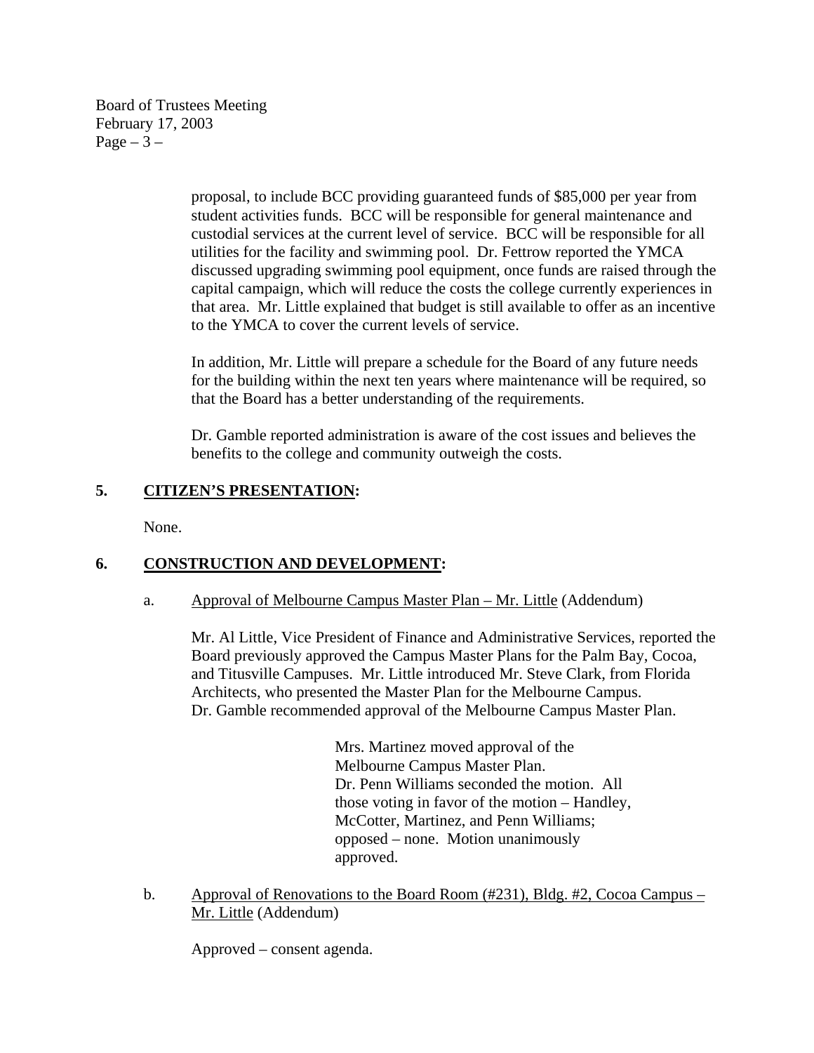proposal, to include BCC providing guaranteed funds of $85,000 per year from student activities funds. BCC will be responsible for general maintenance and custodial services at the current level of service. BCC will be responsible for all utilities for the facility and swimming pool. Dr. Fettrow reported the YMCA discussed upgrading swimming pool equipment, once funds are raised through the capital campaign, which will reduce the costs the college currently experiences in that area. Mr. Little explained that budget is still available to offer as an incentive to the YMCA to cover the current levels of service.

In addition, Mr. Little will prepare a schedule for the Board of any future needs for the building within the next ten years where maintenance will be required, so that the Board has a better understanding of the requirements.

Dr. Gamble reported administration is aware of the cost issues and believes the benefits to the college and community outweigh the costs.

## 5. CITIZEN'S PRESENTATION:

None.

## 6. CONSTRUCTION AND DEVELOPMENT:

a. Approval of Melbourne Campus Master Plan – Mr. Little (Addendum)

Mr. Al Little, Vice President of Finance and Administrative Services, reported the Board previously approved the Campus Master Plans for the Palm Bay, Cocoa, and Titusville Campuses. Mr. Little introduced Mr. Steve Clark, from Florida Architects, who presented the Master Plan for the Melbourne Campus. Dr. Gamble recommended approval of the Melbourne Campus Master Plan.

> Mrs. Martinez moved approval of the Melbourne Campus Master Plan. Dr. Penn Williams seconded the motion. All those voting in favor of the motion – Handley, McCotter, Martinez, and Penn Williams; opposed – none. Motion unanimously approved.

b. Approval of Renovations to the Board Room (#231), Bldg. #2, Cocoa Campus – Mr. Little (Addendum)

Approved – consent agenda.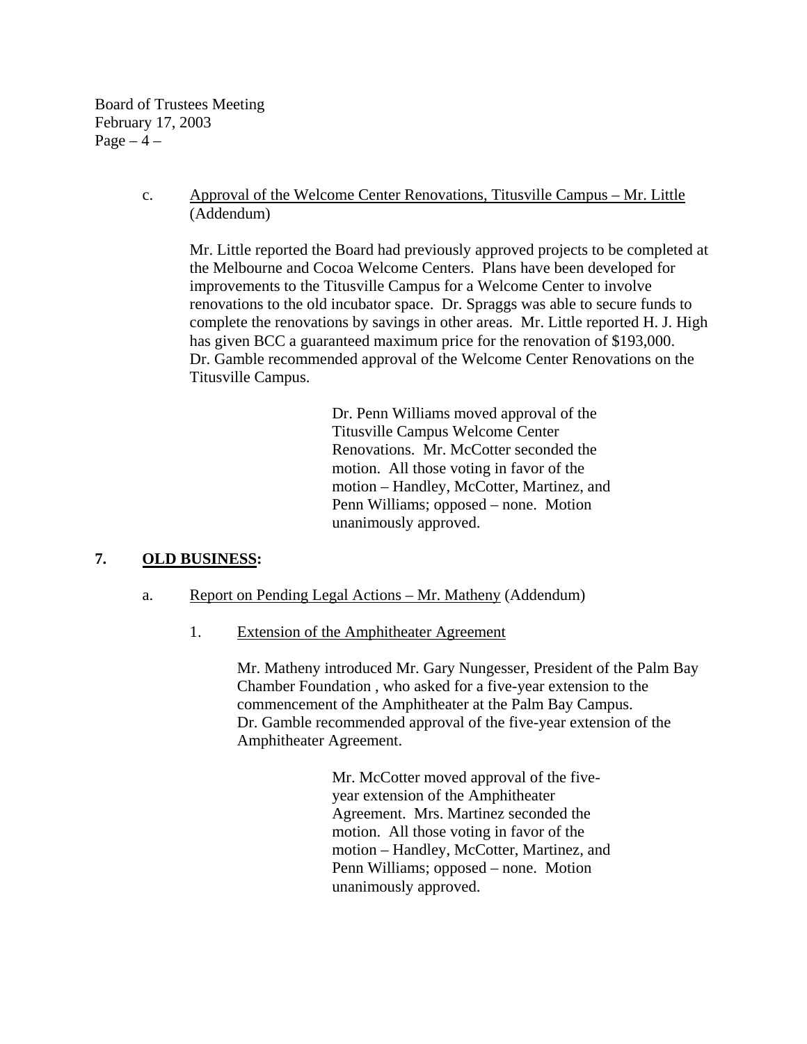c. Approval of the Welcome Center Renovations, Titusville Campus – Mr. Little (Addendum)

Mr. Little reported the Board had previously approved projects to be completed at the Melbourne and Cocoa Welcome Centers. Plans have been developed for improvements to the Titusville Campus for a Welcome Center to involve renovations to the old incubator space. Dr. Spraggs was able to secure funds to complete the renovations by savings in other areas. Mr. Little reported H. J. High has given BCC a guaranteed maximum price for the renovation of $193,000. Dr. Gamble recommended approval of the Welcome Center Renovations on the Titusville Campus.

> Dr. Penn Williams moved approval of the Titusville Campus Welcome Center Renovations. Mr. McCotter seconded the motion. All those voting in favor of the motion – Handley, McCotter, Martinez, and Penn Williams; opposed – none. Motion unanimously approved.

## 7. **OLD BUSINESS:**

a. Report on Pending Legal Actions – Mr. Matheny (Addendum)

1. Extension of the Amphitheater Agreement

Mr. Matheny introduced Mr. Gary Nungesser, President of the Palm Bay Chamber Foundation , who asked for a five-year extension to the commencement of the Amphitheater at the Palm Bay Campus. Dr. Gamble recommended approval of the five-year extension of the Amphitheater Agreement.

> Mr. McCotter moved approval of the five-year extension of the Amphitheater Agreement. Mrs. Martinez seconded the motion. All those voting in favor of the motion – Handley, McCotter, Martinez, and Penn Williams; opposed – none. Motion unanimously approved.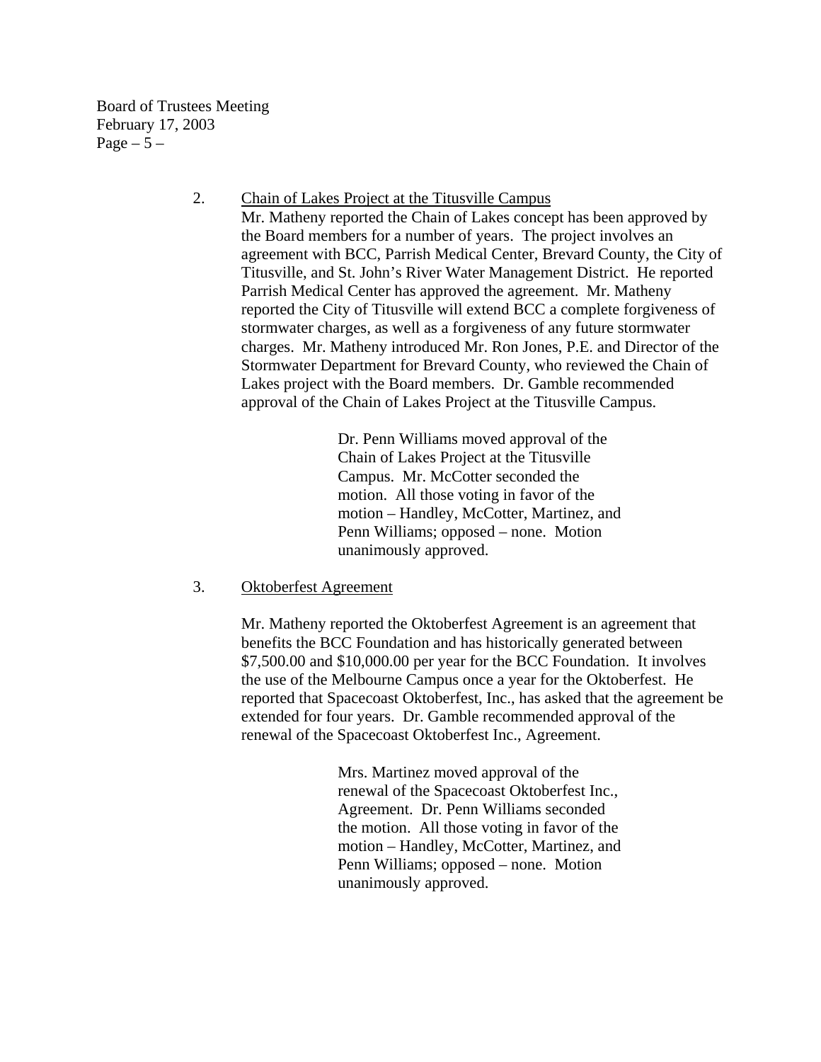2. <u>Chain of Lakes Project at the Titusville Campus</u>

Mr. Matheny reported the Chain of Lakes concept has been approved by the Board members for a number of years. The project involves an agreement with BCC, Parrish Medical Center, Brevard County, the City of Titusville, and St. John's River Water Management District. He reported Parrish Medical Center has approved the agreement. Mr. Matheny reported the City of Titusville will extend BCC a complete forgiveness of stormwater charges, as well as a forgiveness of any future stormwater charges. Mr. Matheny introduced Mr. Ron Jones, P.E. and Director of the Stormwater Department for Brevard County, who reviewed the Chain of Lakes project with the Board members. Dr. Gamble recommended approval of the Chain of Lakes Project at the Titusville Campus.

> Dr. Penn Williams moved approval of the Chain of Lakes Project at the Titusville Campus. Mr. McCotter seconded the motion. All those voting in favor of the motion – Handley, McCotter, Martinez, and Penn Williams; opposed – none. Motion unanimously approved.

3. <u>Oktoberfest Agreement</u>

Mr. Matheny reported the Oktoberfest Agreement is an agreement that benefits the BCC Foundation and has historically generated between $7,500.00 and $10,000.00 per year for the BCC Foundation. It involves the use of the Melbourne Campus once a year for the Oktoberfest. He reported that Spacecoast Oktoberfest, Inc., has asked that the agreement be extended for four years. Dr. Gamble recommended approval of the renewal of the Spacecoast Oktoberfest Inc., Agreement.

> Mrs. Martinez moved approval of the renewal of the Spacecoast Oktoberfest Inc., Agreement. Dr. Penn Williams seconded the motion. All those voting in favor of the motion – Handley, McCotter, Martinez, and Penn Williams; opposed – none. Motion unanimously approved.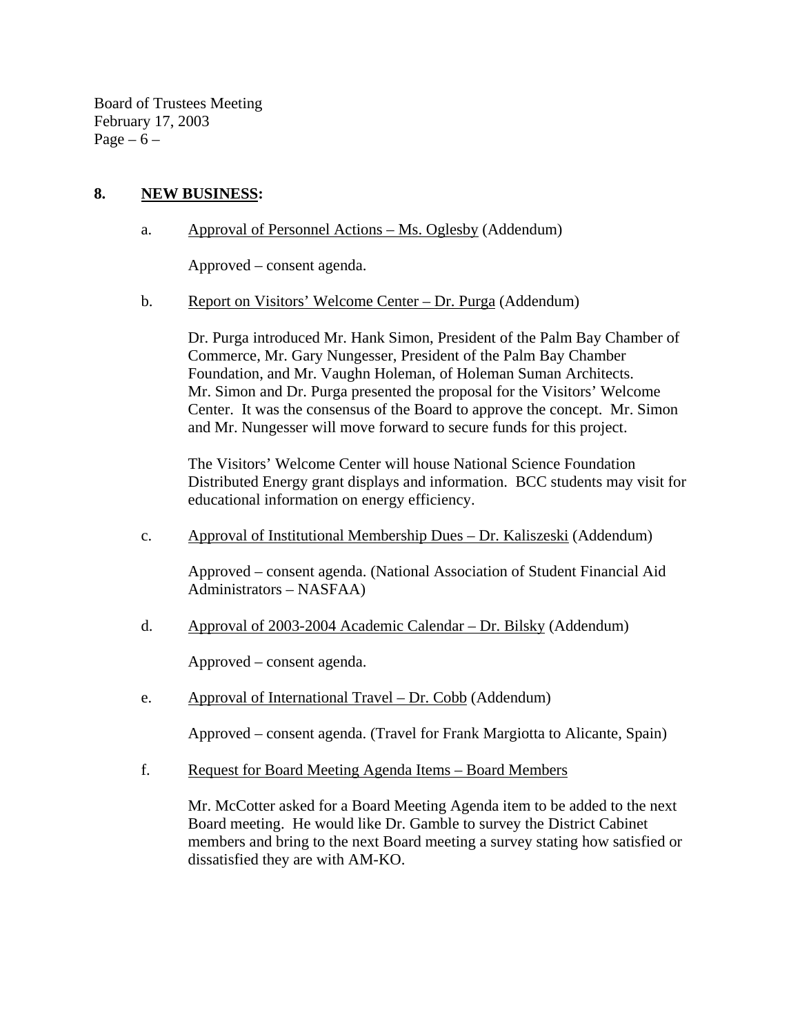## 8. NEW BUSINESS:

a. Approval of Personnel Actions – Ms. Oglesby (Addendum)

Approved – consent agenda.

b. Report on Visitors' Welcome Center – Dr. Purga (Addendum)

Dr. Purga introduced Mr. Hank Simon, President of the Palm Bay Chamber of Commerce, Mr. Gary Nungesser, President of the Palm Bay Chamber Foundation, and Mr. Vaughn Holeman, of Holeman Suman Architects. Mr. Simon and Dr. Purga presented the proposal for the Visitors' Welcome Center. It was the consensus of the Board to approve the concept. Mr. Simon and Mr. Nungesser will move forward to secure funds for this project.

The Visitors' Welcome Center will house National Science Foundation Distributed Energy grant displays and information. BCC students may visit for educational information on energy efficiency.

c. Approval of Institutional Membership Dues – Dr. Kaliszeski (Addendum)

Approved – consent agenda. (National Association of Student Financial Aid Administrators – NASFAA)

d. Approval of 2003-2004 Academic Calendar – Dr. Bilsky (Addendum)

Approved – consent agenda.

e. Approval of International Travel – Dr. Cobb (Addendum)

Approved – consent agenda. (Travel for Frank Margiotta to Alicante, Spain)

f. Request for Board Meeting Agenda Items – Board Members

Mr. McCotter asked for a Board Meeting Agenda item to be added to the next Board meeting. He would like Dr. Gamble to survey the District Cabinet members and bring to the next Board meeting a survey stating how satisfied or dissatisfied they are with AM-KO.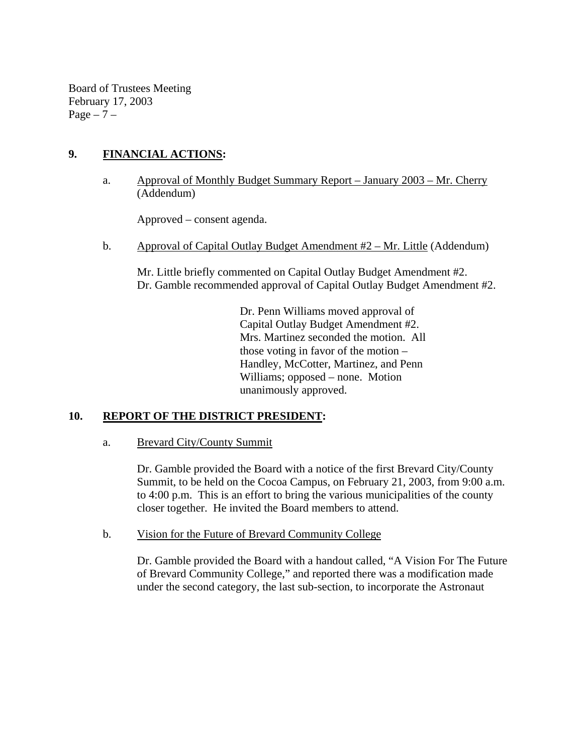## 9. FINANCIAL ACTIONS:

a. Approval of Monthly Budget Summary Report – January 2003 – Mr. Cherry (Addendum)

Approved – consent agenda.

b. Approval of Capital Outlay Budget Amendment #2 – Mr. Little (Addendum)

Mr. Little briefly commented on Capital Outlay Budget Amendment #2. Dr. Gamble recommended approval of Capital Outlay Budget Amendment #2.

> Dr. Penn Williams moved approval of Capital Outlay Budget Amendment #2. Mrs. Martinez seconded the motion. All those voting in favor of the motion – Handley, McCotter, Martinez, and Penn Williams; opposed – none. Motion unanimously approved.

## 10. REPORT OF THE DISTRICT PRESIDENT:

a. Brevard City/County Summit

Dr. Gamble provided the Board with a notice of the first Brevard City/County Summit, to be held on the Cocoa Campus, on February 21, 2003, from 9:00 a.m. to 4:00 p.m. This is an effort to bring the various municipalities of the county closer together. He invited the Board members to attend.

b. Vision for the Future of Brevard Community College

Dr. Gamble provided the Board with a handout called, "A Vision For The Future of Brevard Community College," and reported there was a modification made under the second category, the last sub-section, to incorporate the Astronaut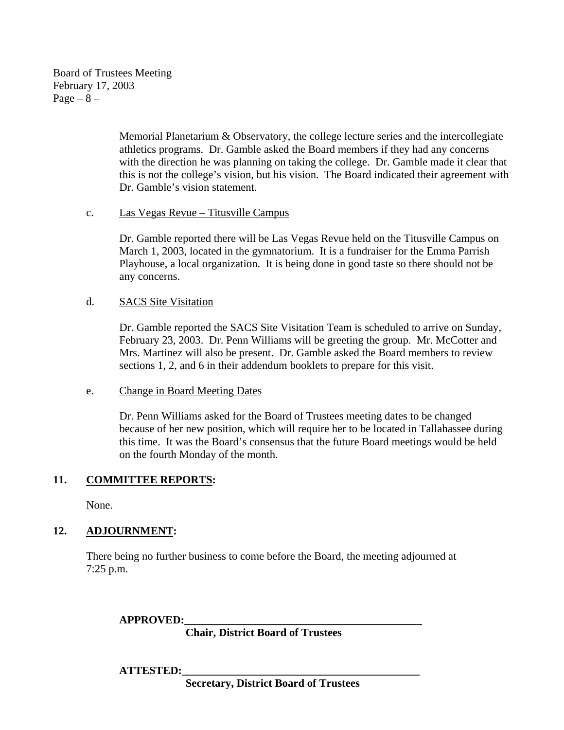Memorial Planetarium & Observatory, the college lecture series and the intercollegiate athletics programs. Dr. Gamble asked the Board members if they had any concerns with the direction he was planning on taking the college. Dr. Gamble made it clear that this is not the college's vision, but his vision. The Board indicated their agreement with Dr. Gamble's vision statement.

c. Las Vegas Revue – Titusville Campus

Dr. Gamble reported there will be Las Vegas Revue held on the Titusville Campus on March 1, 2003, located in the gymnatorium. It is a fundraiser for the Emma Parrish Playhouse, a local organization. It is being done in good taste so there should not be any concerns.

d. SACS Site Visitation

Dr. Gamble reported the SACS Site Visitation Team is scheduled to arrive on Sunday, February 23, 2003. Dr. Penn Williams will be greeting the group. Mr. McCotter and Mrs. Martinez will also be present. Dr. Gamble asked the Board members to review sections 1, 2, and 6 in their addendum booklets to prepare for this visit.

e. Change in Board Meeting Dates

Dr. Penn Williams asked for the Board of Trustees meeting dates to be changed because of her new position, which will require her to be located in Tallahassee during this time. It was the Board's consensus that the future Board meetings would be held on the fourth Monday of the month.

## 11. COMMITTEE REPORTS:

None.

## 12. ADJOURNMENT:

There being no further business to come before the Board, the meeting adjourned at 7:25 p.m.

**APPROVED:**\_\_\_\_\_\_\_\_\_\_\_\_\_\_\_\_\_\_\_\_\_\_\_\_\_\_\_\_\_\_\_\_\_\_\_\_\_\_\_\_\_\_\_\_
**Chair, District Board of Trustees**

**ATTESTED:**\_\_\_\_\_\_\_\_\_\_\_\_\_\_\_\_\_\_\_\_\_\_\_\_\_\_\_\_\_\_\_\_\_\_\_\_\_\_\_\_\_\_\_\_
**Secretary, District Board of Trustees**